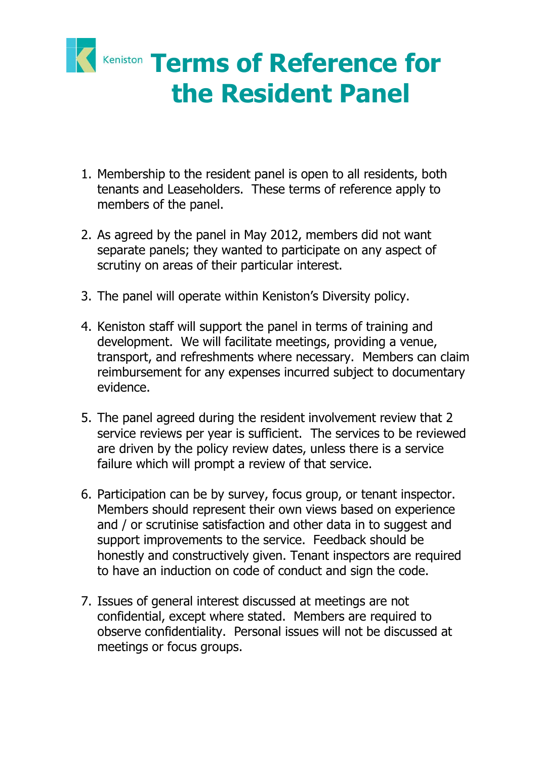Keniston

# Terms of Reference for the Resident Panel

1. Membership to the resident panel is open to all residents, both tenants and Leaseholders. These terms of reference apply to members of the panel.

2. As agreed by the panel in May 2012, members did not want separate panels; they wanted to participate on any aspect of scrutiny on areas of their particular interest.

3. The panel will operate within Keniston's Diversity policy.

4. Keniston staff will support the panel in terms of training and development. We will facilitate meetings, providing a venue, transport, and refreshments where necessary. Members can claim reimbursement for any expenses incurred subject to documentary evidence.

5. The panel agreed during the resident involvement review that 2 service reviews per year is sufficient. The services to be reviewed are driven by the policy review dates, unless there is a service failure which will prompt a review of that service.

6. Participation can be by survey, focus group, or tenant inspector. Members should represent their own views based on experience and / or scrutinise satisfaction and other data in to suggest and support improvements to the service. Feedback should be honestly and constructively given. Tenant inspectors are required to have an induction on code of conduct and sign the code.

7. Issues of general interest discussed at meetings are not confidential, except where stated. Members are required to observe confidentiality. Personal issues will not be discussed at meetings or focus groups.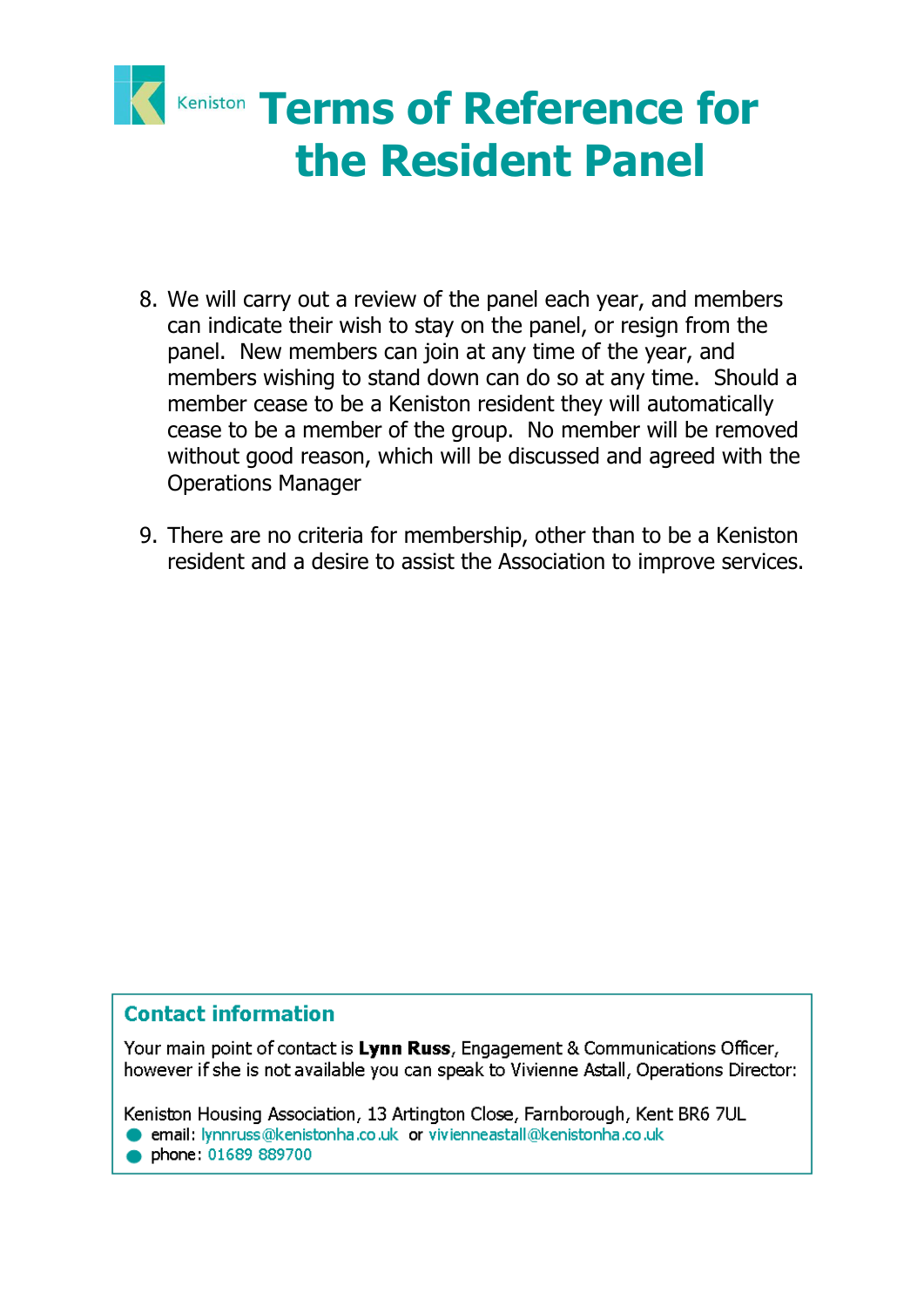# Terms of Reference for the Resident Panel

8. We will carry out a review of the panel each year, and members can indicate their wish to stay on the panel, or resign from the panel. New members can join at any time of the year, and members wishing to stand down can do so at any time. Should a member cease to be a Keniston resident they will automatically cease to be a member of the group. No member will be removed without good reason, which will be discussed and agreed with the Operations Manager

9. There are no criteria for membership, other than to be a Keniston resident and a desire to assist the Association to improve services.

## Contact information

Your main point of contact is **Lynn Russ**, Engagement & Communications Officer, however if she is not available you can speak to Vivienne Astall, Operations Director:

Keniston Housing Association, 13 Artington Close, Farnborough, Kent BR6 7UL

- email: lynnruss@kenistonha.co.uk or vivienneastall@kenistonha.co.uk
- phone: 01689 889700